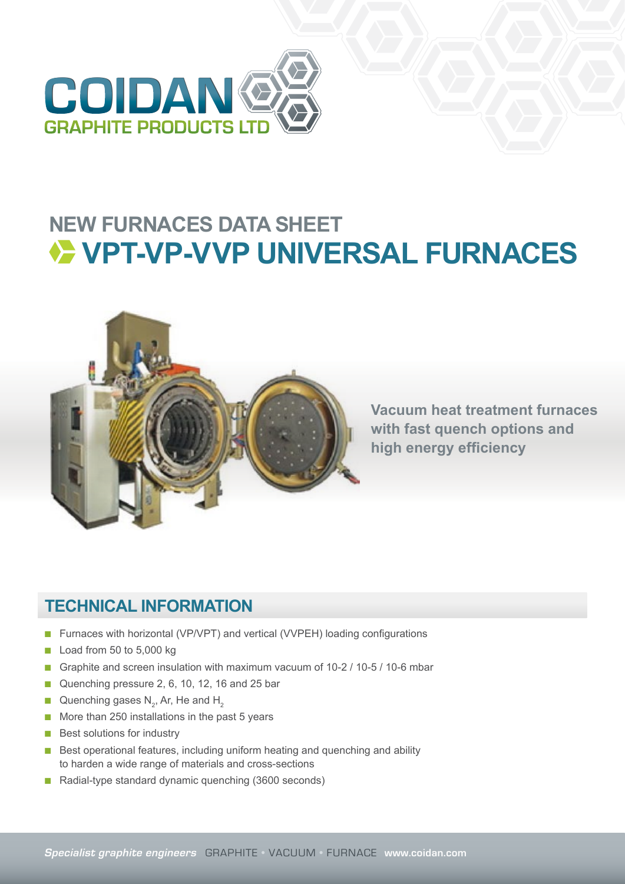# COIDAN

GRAPHITE PRODUCTS LTD

## NEW FURNACES DATA SHEET

# VPT-VP-VVP UNIVERSAL FURNACES

**Vacuum heat treatment furnaces with fast quench options and high energy efficiency**

## TECHNICAL INFORMATION

- Furnaces with horizontal (VP/VPT) and vertical (VVPEH) loading configurations
- Load from 50 to 5,000 kg
- Graphite and screen insulation with maximum vacuum of 10-2 / 10-5 / 10-6 mbar
- Quenching pressure 2, 6, 10, 12, 16 and 25 bar
- Quenching gases $N_2$, Ar, He and $H_2$
- More than 250 installations in the past 5 years
- Best solutions for industry
- Best operational features, including uniform heating and quenching and ability to harden a wide range of materials and cross-sections
- Radial-type standard dynamic quenching (3600 seconds)

*Specialist graphite engineers* GRAPHITE • VACUUM • FURNACE **www.coidan.com**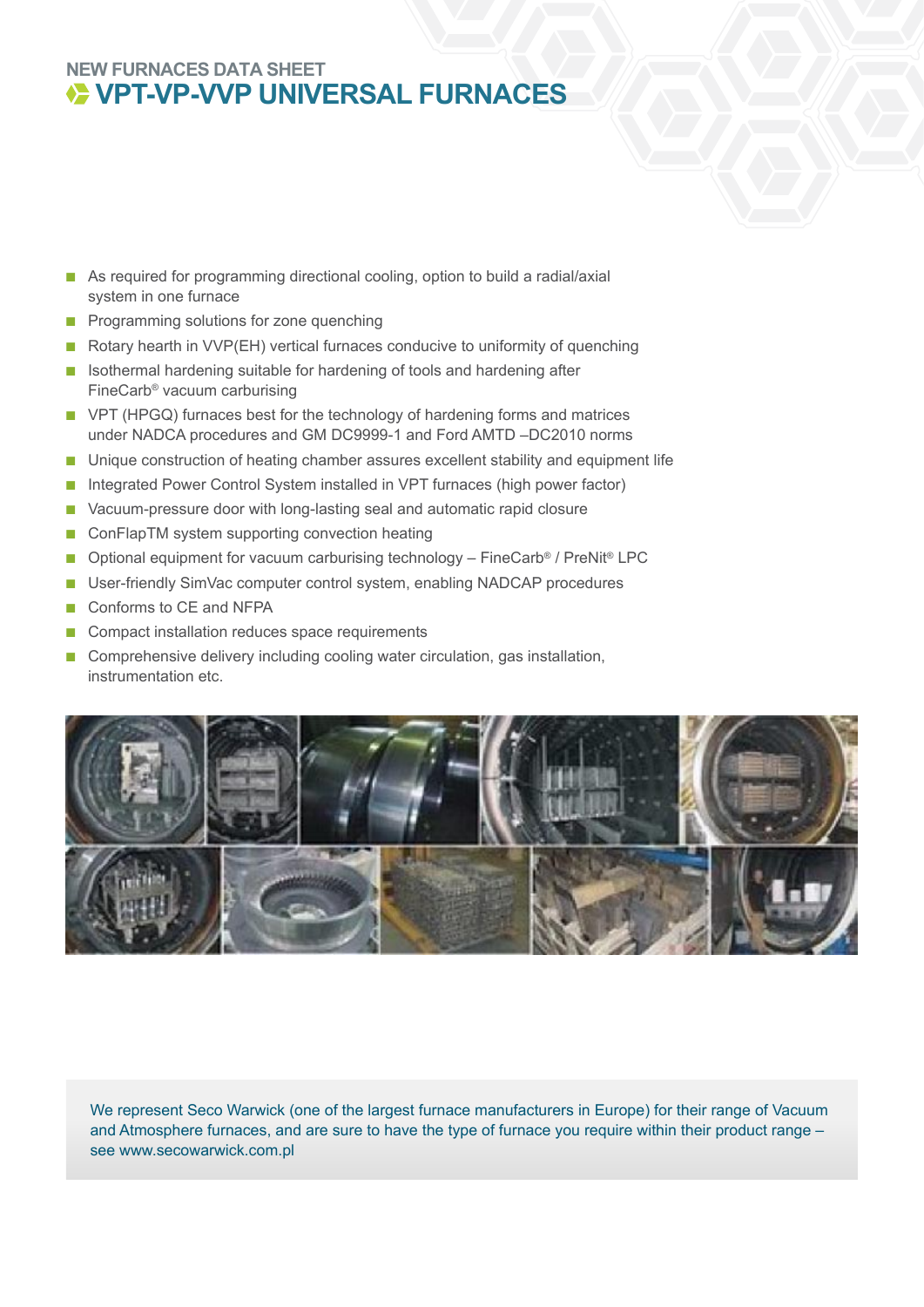NEW FURNACES DATA SHEET

# VPT-VP-VVP UNIVERSAL FURNACES

- As required for programming directional cooling, option to build a radial/axial system in one furnace
- Programming solutions for zone quenching
- Rotary hearth in VVP(EH) vertical furnaces conducive to uniformity of quenching
- Isothermal hardening suitable for hardening of tools and hardening after FineCarb® vacuum carburising
- VPT (HPGQ) furnaces best for the technology of hardening forms and matrices under NADCA procedures and GM DC9999-1 and Ford AMTD –DC2010 norms
- Unique construction of heating chamber assures excellent stability and equipment life
- Integrated Power Control System installed in VPT furnaces (high power factor)
- Vacuum-pressure door with long-lasting seal and automatic rapid closure
- ConFlapTM system supporting convection heating
- Optional equipment for vacuum carburising technology – FineCarb® / PreNit® LPC
- User-friendly SimVac computer control system, enabling NADCAP procedures
- Conforms to CE and NFPA
- Compact installation reduces space requirements
- Comprehensive delivery including cooling water circulation, gas installation, instrumentation etc.

We represent Seco Warwick (one of the largest furnace manufacturers in Europe) for their range of Vacuum and Atmosphere furnaces, and are sure to have the type of furnace you require within their product range – see www.secowarwick.com.pl